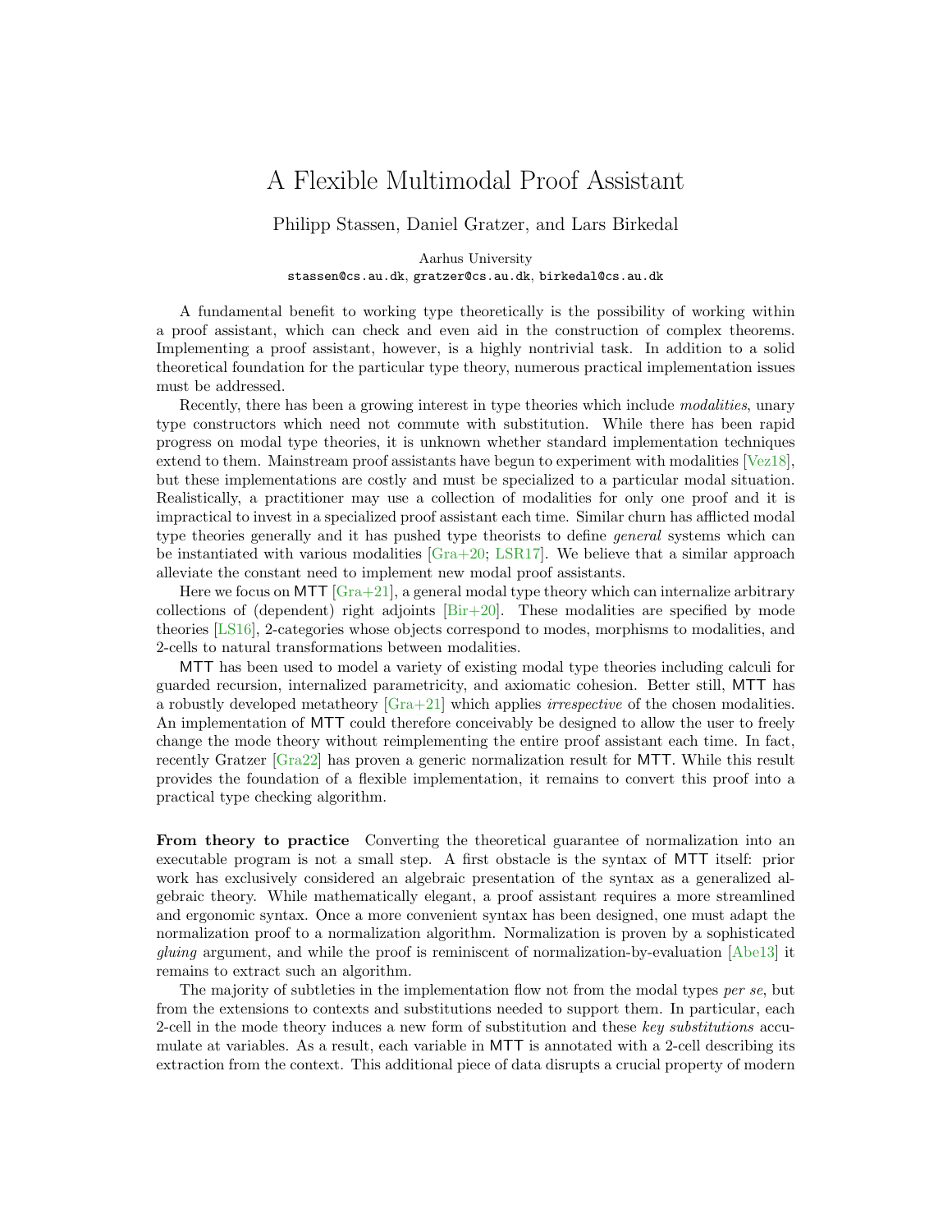# A Flexible Multimodal Proof Assistant

Philipp Stassen, Daniel Gratzer, and Lars Birkedal

Aarhus University
stassen@cs.au.dk, gratzer@cs.au.dk, birkedal@cs.au.dk

A fundamental benefit to working type theoretically is the possibility of working within a proof assistant, which can check and even aid in the construction of complex theorems. Implementing a proof assistant, however, is a highly nontrivial task. In addition to a solid theoretical foundation for the particular type theory, numerous practical implementation issues must be addressed.

Recently, there has been a growing interest in type theories which include *modalities*, unary type constructors which need not commute with substitution. While there has been rapid progress on modal type theories, it is unknown whether standard implementation techniques extend to them. Mainstream proof assistants have begun to experiment with modalities [Vez18], but these implementations are costly and must be specialized to a particular modal situation. Realistically, a practitioner may use a collection of modalities for only one proof and it is impractical to invest in a specialized proof assistant each time. Similar churn has afflicted modal type theories generally and it has pushed type theorists to define *general* systems which can be instantiated with various modalities [Gra+20; LSR17]. We believe that a similar approach alleviate the constant need to implement new modal proof assistants.

Here we focus on MTT [Gra+21], a general modal type theory which can internalize arbitrary collections of (dependent) right adjoints [Bir+20]. These modalities are specified by mode theories [LS16], 2-categories whose objects correspond to modes, morphisms to modalities, and 2-cells to natural transformations between modalities.

MTT has been used to model a variety of existing modal type theories including calculi for guarded recursion, internalized parametricity, and axiomatic cohesion. Better still, MTT has a robustly developed metatheory [Gra+21] which applies *irrespective* of the chosen modalities. An implementation of MTT could therefore conceivably be designed to allow the user to freely change the mode theory without reimplementing the entire proof assistant each time. In fact, recently Gratzer [Gra22] has proven a generic normalization result for MTT. While this result provides the foundation of a flexible implementation, it remains to convert this proof into a practical type checking algorithm.

**From theory to practice** Converting the theoretical guarantee of normalization into an executable program is not a small step. A first obstacle is the syntax of MTT itself: prior work has exclusively considered an algebraic presentation of the syntax as a generalized algebraic theory. While mathematically elegant, a proof assistant requires a more streamlined and ergonomic syntax. Once a more convenient syntax has been designed, one must adapt the normalization proof to a normalization algorithm. Normalization is proven by a sophisticated *gluing* argument, and while the proof is reminiscent of normalization-by-evaluation [Abe13] it remains to extract such an algorithm.

The majority of subtleties in the implementation flow not from the modal types *per se*, but from the extensions to contexts and substitutions needed to support them. In particular, each 2-cell in the mode theory induces a new form of substitution and these *key substitutions* accumulate at variables. As a result, each variable in MTT is annotated with a 2-cell describing its extraction from the context. This additional piece of data disrupts a crucial property of modern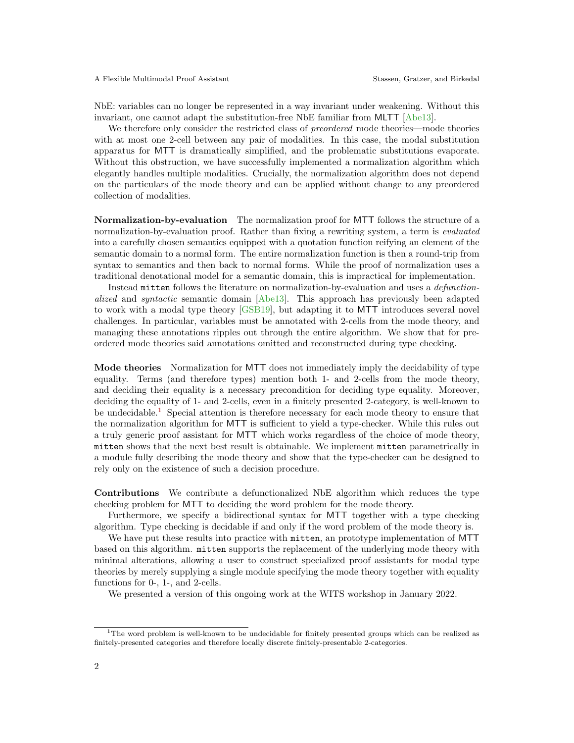NbE: variables can no longer be represented in a way invariant under weakening. Without this invariant, one cannot adapt the substitution-free NbE familiar from MLTT [Abe13].

We therefore only consider the restricted class of *preordered* mode theories—mode theories with at most one 2-cell between any pair of modalities. In this case, the modal substitution apparatus for MTT is dramatically simplified, and the problematic substitutions evaporate. Without this obstruction, we have successfully implemented a normalization algorithm which elegantly handles multiple modalities. Crucially, the normalization algorithm does not depend on the particulars of the mode theory and can be applied without change to any preordered collection of modalities.

**Normalization-by-evaluation** The normalization proof for MTT follows the structure of a normalization-by-evaluation proof. Rather than fixing a rewriting system, a term is *evaluated* into a carefully chosen semantics equipped with a quotation function reifying an element of the semantic domain to a normal form. The entire normalization function is then a round-trip from syntax to semantics and then back to normal forms. While the proof of normalization uses a traditional denotational model for a semantic domain, this is impractical for implementation.

Instead `mitten` follows the literature on normalization-by-evaluation and uses a *defunctionalized* and *syntactic* semantic domain [Abe13]. This approach has previously been adapted to work with a modal type theory [GSB19], but adapting it to MTT introduces several novel challenges. In particular, variables must be annotated with 2-cells from the mode theory, and managing these annotations ripples out through the entire algorithm. We show that for preordered mode theories said annotations omitted and reconstructed during type checking.

**Mode theories** Normalization for MTT does not immediately imply the decidability of type equality. Terms (and therefore types) mention both 1- and 2-cells from the mode theory, and deciding their equality is a necessary precondition for deciding type equality. Moreover, deciding the equality of 1- and 2-cells, even in a finitely presented 2-category, is well-known to be undecidable.[1] Special attention is therefore necessary for each mode theory to ensure that the normalization algorithm for MTT is sufficient to yield a type-checker. While this rules out a truly generic proof assistant for MTT which works regardless of the choice of mode theory, `mitten` shows that the next best result is obtainable. We implement `mitten` parametrically in a module fully describing the mode theory and show that the type-checker can be designed to rely only on the existence of such a decision procedure.

**Contributions** We contribute a defunctionalized NbE algorithm which reduces the type checking problem for MTT to deciding the word problem for the mode theory.

Furthermore, we specify a bidirectional syntax for MTT together with a type checking algorithm. Type checking is decidable if and only if the word problem of the mode theory is.

We have put these results into practice with `mitten`, an prototype implementation of MTT based on this algorithm. `mitten` supports the replacement of the underlying mode theory with minimal alterations, allowing a user to construct specialized proof assistants for modal type theories by merely supplying a single module specifying the mode theory together with equality functions for 0-, 1-, and 2-cells.

We presented a version of this ongoing work at the WITS workshop in January 2022.

[1] The word problem is well-known to be undecidable for finitely presented groups which can be realized as finitely-presented categories and therefore locally discrete finitely-presentable 2-categories.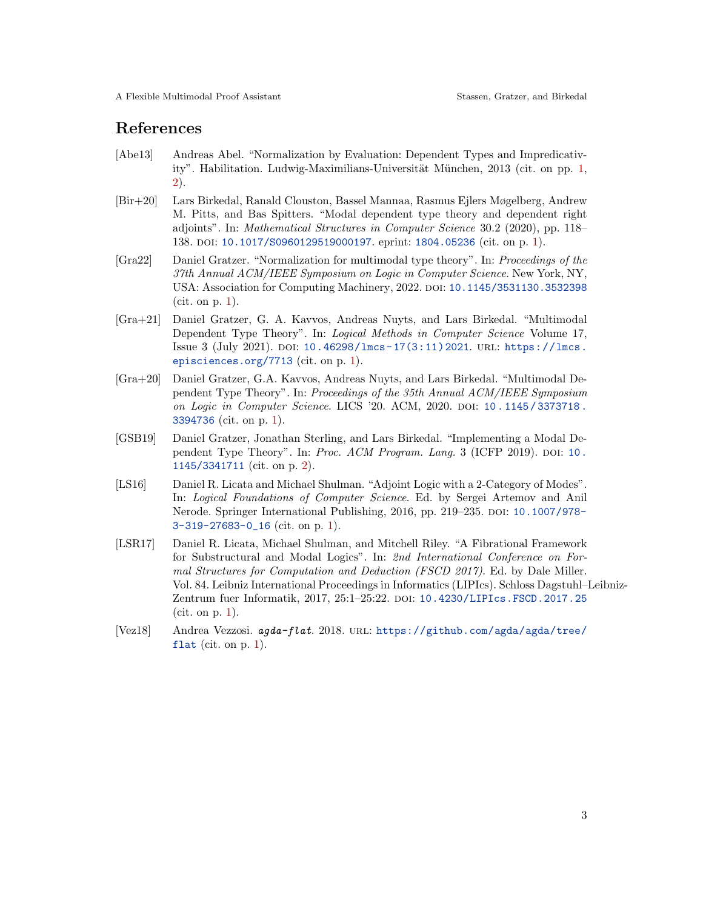## References

[Abe13] Andreas Abel. "Normalization by Evaluation: Dependent Types and Impredicativity". Habilitation. Ludwig-Maximilians-Universität München, 2013 (cit. on pp. 1, 2).

[Bir+20] Lars Birkedal, Ranald Clouston, Bassel Mannaa, Rasmus Ejlers Møgelberg, Andrew M. Pitts, and Bas Spitters. "Modal dependent type theory and dependent right adjoints". In: *Mathematical Structures in Computer Science* 30.2 (2020), pp. 118–138. DOI: 10.1017/S0960129519000197. eprint: 1804.05236 (cit. on p. 1).

[Gra22] Daniel Gratzer. "Normalization for multimodal type theory". In: *Proceedings of the 37th Annual ACM/IEEE Symposium on Logic in Computer Science*. New York, NY, USA: Association for Computing Machinery, 2022. DOI: 10.1145/3531130.3532398 (cit. on p. 1).

[Gra+21] Daniel Gratzer, G. A. Kavvos, Andreas Nuyts, and Lars Birkedal. "Multimodal Dependent Type Theory". In: *Logical Methods in Computer Science* Volume 17, Issue 3 (July 2021). DOI: 10.46298/lmcs-17(3:11)2021. URL: https://lmcs.episciences.org/7713 (cit. on p. 1).

[Gra+20] Daniel Gratzer, G.A. Kavvos, Andreas Nuyts, and Lars Birkedal. "Multimodal Dependent Type Theory". In: *Proceedings of the 35th Annual ACM/IEEE Symposium on Logic in Computer Science*. LICS '20. ACM, 2020. DOI: 10.1145/3373718.3394736 (cit. on p. 1).

[GSB19] Daniel Gratzer, Jonathan Sterling, and Lars Birkedal. "Implementing a Modal Dependent Type Theory". In: *Proc. ACM Program. Lang.* 3 (ICFP 2019). DOI: 10.1145/3341711 (cit. on p. 2).

[LS16] Daniel R. Licata and Michael Shulman. "Adjoint Logic with a 2-Category of Modes". In: *Logical Foundations of Computer Science*. Ed. by Sergei Artemov and Anil Nerode. Springer International Publishing, 2016, pp. 219–235. DOI: 10.1007/978-3-319-27683-0_16 (cit. on p. 1).

[LSR17] Daniel R. Licata, Michael Shulman, and Mitchell Riley. "A Fibrational Framework for Substructural and Modal Logics". In: *2nd International Conference on Formal Structures for Computation and Deduction (FSCD 2017)*. Ed. by Dale Miller. Vol. 84. Leibniz International Proceedings in Informatics (LIPIcs). Schloss Dagstuhl–Leibniz-Zentrum fuer Informatik, 2017, 25:1–25:22. DOI: 10.4230/LIPIcs.FSCD.2017.25 (cit. on p. 1).

[Vez18] Andrea Vezzosi. *agda-flat*. 2018. URL: https://github.com/agda/agda/tree/flat (cit. on p. 1).